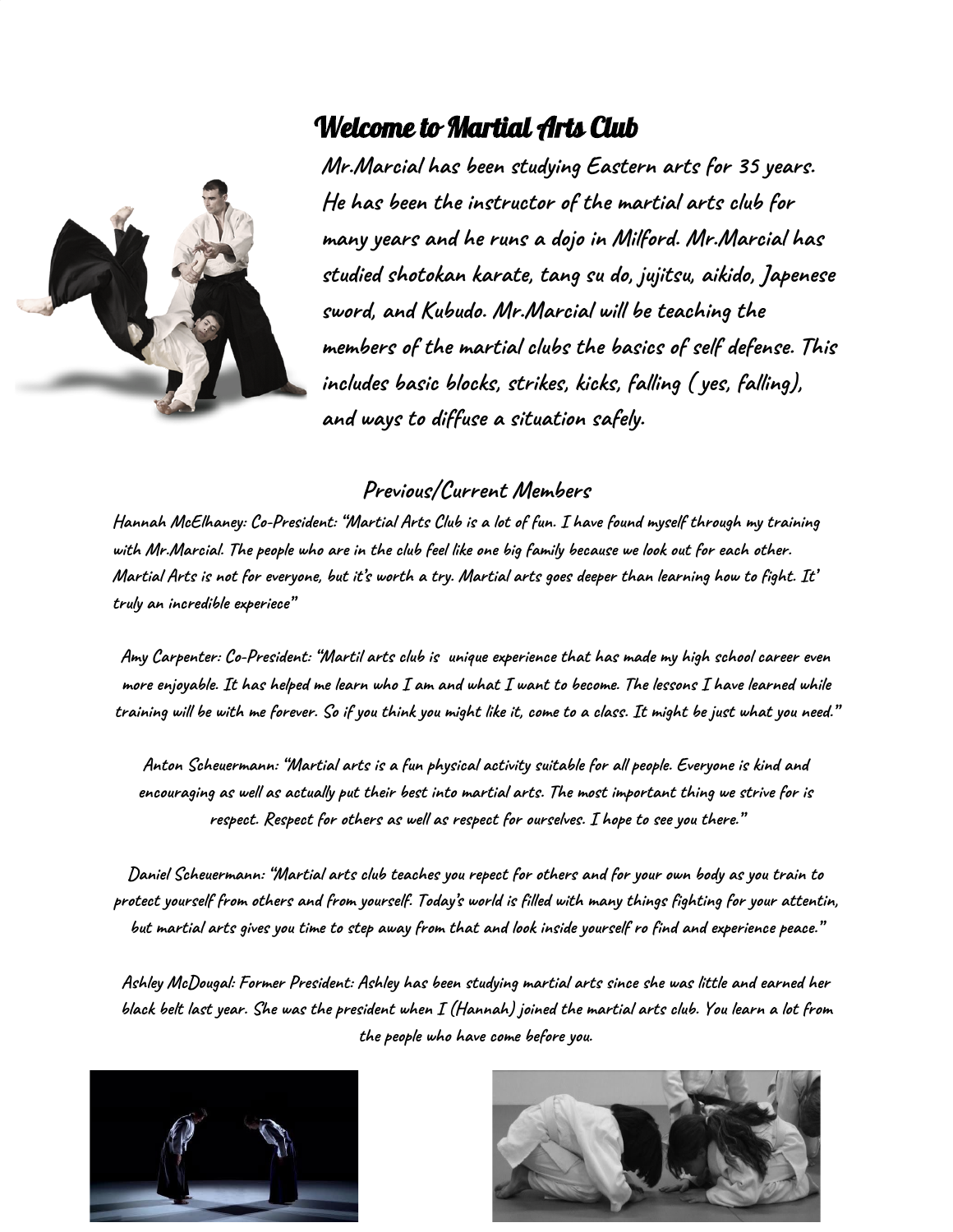# Welcome to Martial Arts Club

Mr.Marcial has been studying Eastern arts for 35 years. He has been the instructor of the martial arts club for many years and he runs a dojo in Milford. Mr.Marcial has studied shotokan karate, tang su do, jujitsu, aikido, Japenese sword, and Kubudo. Mr.Marcial will be teaching the members of the martial clubs the basics of self defense. This includes basic blocks, strikes, kicks, falling ( yes, falling), and ways to diffuse a situation safely.

## Previous/Current Members

Hannah McElhaney: Co-President: "Martial Arts Club is a lot of fun. I have found myself through my training with Mr.Marcial. The people who are in the club feel like one big family because we look out for each other. Martial Arts is not for everyone, but it's worth a try. Martial arts goes deeper than learning how to fight. It' truly an incredible experiece"

Amy Carpenter: Co-President: "Martil arts club is unique experience that has made my high school career even more enjoyable. It has helped me learn who I am and what I want to become. The lessons I have learned while training will be with me forever. So if you think you might like it, come to a class. It might be just what you need."

Anton Scheuermann: "Martial arts is a fun physical activity suitable for all people. Everyone is kind and encouraging as well as actually put their best into martial arts. The most important thing we strive for is respect. Respect for others as well as respect for ourselves. I hope to see you there."

Daniel Scheuermann: "Martial arts club teaches you repect for others and for your own body as you train to protect yourself from others and from yourself. Today's world is filled with many things fighting for your attentin, but martial arts gives you time to step away from that and look inside yourself ro find and experience peace."

Ashley McDougal: Former President: Ashley has been studying martial arts since she was little and earned her black belt last year. She was the president when I (Hannah) joined the martial arts club. You learn a lot from the people who have come before you.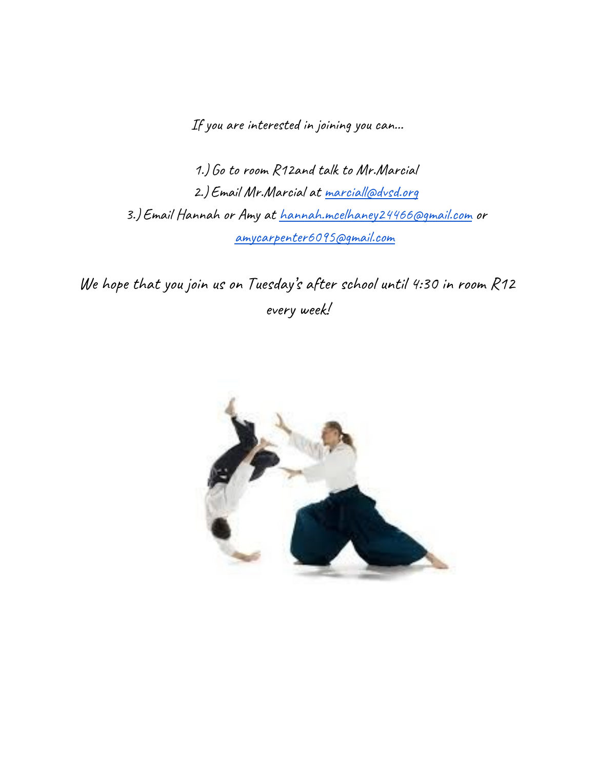If you are interested in joining you can...

1.) Go to room R12and talk to Mr.Marcial
2.) Email Mr.Marcial at marciall@dvsd.org
3.) Email Hannah or Amy at hannah.mcelhaney24466@gmail.com or amycarpenter6095@gmail.com

We hope that you join us on Tuesday's after school until 4:30 in room R12 every week!